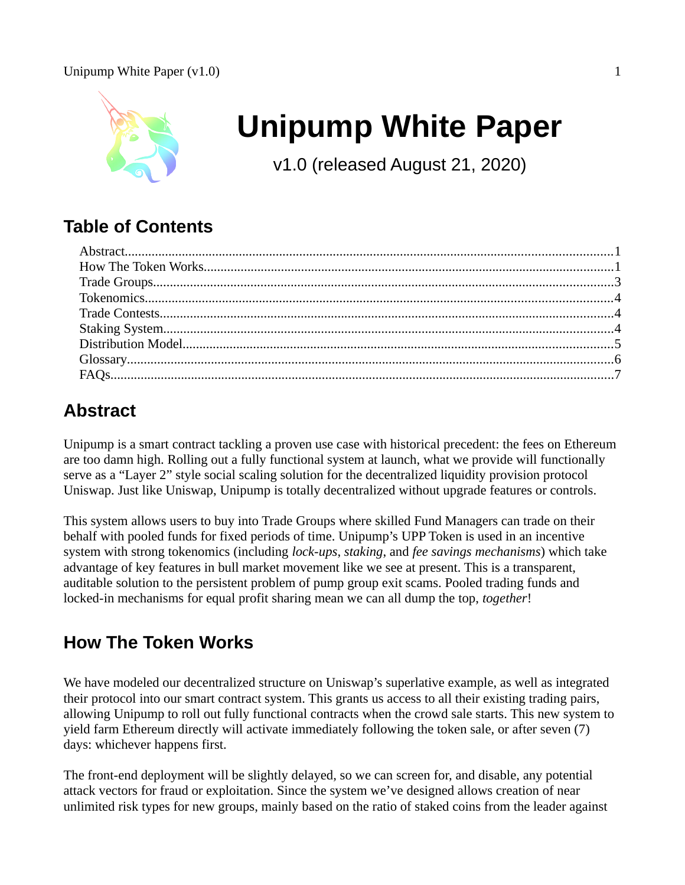# Unipump White Paper

v1.0 (released August 21, 2020)

## Table of Contents

- Abstract....1
- How The Token Works....1
- Trade Groups....3
- Tokenomics....4
- Trade Contests....4
- Staking System....4
- Distribution Model....5
- Glossary....6
- FAQs....7

## Abstract

Unipump is a smart contract tackling a proven use case with historical precedent: the fees on Ethereum are too damn high. Rolling out a fully functional system at launch, what we provide will functionally serve as a "Layer 2" style social scaling solution for the decentralized liquidity provision protocol Uniswap. Just like Uniswap, Unipump is totally decentralized without upgrade features or controls.

This system allows users to buy into Trade Groups where skilled Fund Managers can trade on their behalf with pooled funds for fixed periods of time. Unipump's UPP Token is used in an incentive system with strong tokenomics (including *lock-ups*, *staking*, and *fee savings mechanisms*) which take advantage of key features in bull market movement like we see at present. This is a transparent, auditable solution to the persistent problem of pump group exit scams. Pooled trading funds and locked-in mechanisms for equal profit sharing mean we can all dump the top, *together*!

## How The Token Works

We have modeled our decentralized structure on Uniswap's superlative example, as well as integrated their protocol into our smart contract system. This grants us access to all their existing trading pairs, allowing Unipump to roll out fully functional contracts when the crowd sale starts. This new system to yield farm Ethereum directly will activate immediately following the token sale, or after seven (7) days: whichever happens first.

The front-end deployment will be slightly delayed, so we can screen for, and disable, any potential attack vectors for fraud or exploitation. Since the system we've designed allows creation of near unlimited risk types for new groups, mainly based on the ratio of staked coins from the leader against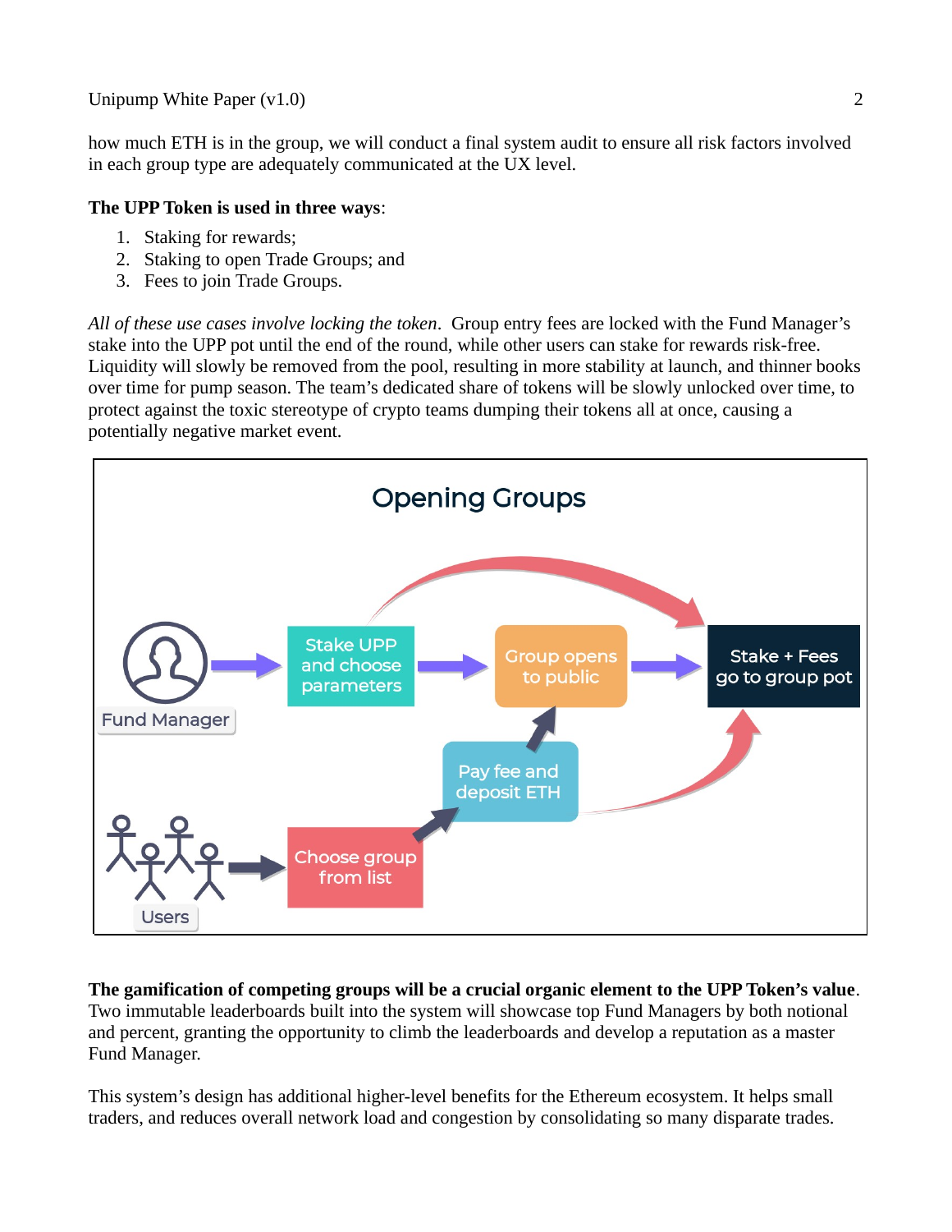how much ETH is in the group, we will conduct a final system audit to ensure all risk factors involved in each group type are adequately communicated at the UX level.

**The UPP Token is used in three ways**:

1. Staking for rewards;
2. Staking to open Trade Groups; and
3. Fees to join Trade Groups.

*All of these use cases involve locking the token*. Group entry fees are locked with the Fund Manager's stake into the UPP pot until the end of the round, while other users can stake for rewards risk-free. Liquidity will slowly be removed from the pool, resulting in more stability at launch, and thinner books over time for pump season. The team's dedicated share of tokens will be slowly unlocked over time, to protect against the toxic stereotype of crypto teams dumping their tokens all at once, causing a potentially negative market event.

Opening Groups

Fund Manager → Stake UPP and choose parameters → Group opens to public → Stake + Fees go to group pot

Users → Choose group from list → Pay fee and deposit ETH → Group opens to public

**The gamification of competing groups will be a crucial organic element to the UPP Token's value**. Two immutable leaderboards built into the system will showcase top Fund Managers by both notional and percent, granting the opportunity to climb the leaderboards and develop a reputation as a master Fund Manager.

This system's design has additional higher-level benefits for the Ethereum ecosystem. It helps small traders, and reduces overall network load and congestion by consolidating so many disparate trades.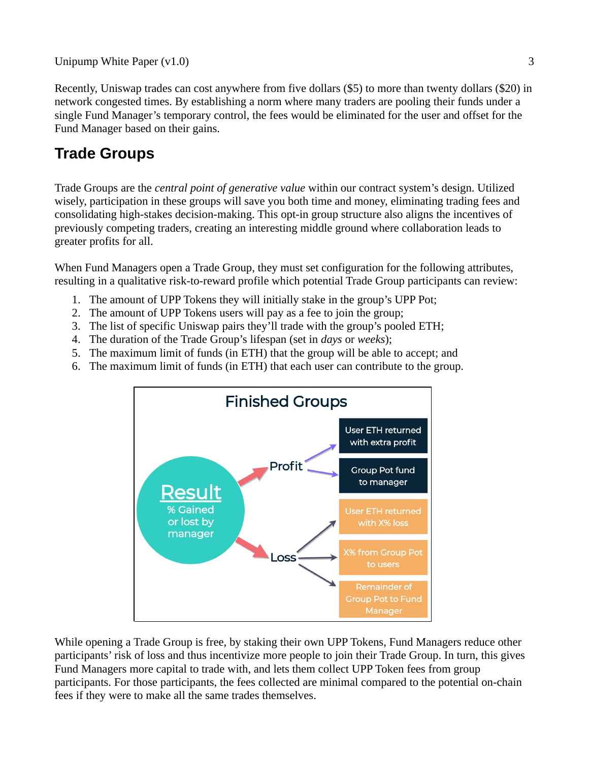Recently, Uniswap trades can cost anywhere from five dollars ($5) to more than twenty dollars ($20) in network congested times. By establishing a norm where many traders are pooling their funds under a single Fund Manager's temporary control, the fees would be eliminated for the user and offset for the Fund Manager based on their gains.

## Trade Groups

Trade Groups are the *central point of generative value* within our contract system's design. Utilized wisely, participation in these groups will save you both time and money, eliminating trading fees and consolidating high-stakes decision-making. This opt-in group structure also aligns the incentives of previously competing traders, creating an interesting middle ground where collaboration leads to greater profits for all.

When Fund Managers open a Trade Group, they must set configuration for the following attributes, resulting in a qualitative risk-to-reward profile which potential Trade Group participants can review:

1. The amount of UPP Tokens they will initially stake in the group's UPP Pot;
2. The amount of UPP Tokens users will pay as a fee to join the group;
3. The list of specific Uniswap pairs they'll trade with the group's pooled ETH;
4. The duration of the Trade Group's lifespan (set in *days* or *weeks*);
5. The maximum limit of funds (in ETH) that the group will be able to accept; and
6. The maximum limit of funds (in ETH) that each user can contribute to the group.

**Finished Groups**

Result: % Gained or lost by manager

- Profit
  - User ETH returned with extra profit
  - Group Pot fund to manager
- Loss
  - User ETH returned with X% loss
  - X% from Group Pot to users
  - Remainder of Group Pot to Fund Manager

While opening a Trade Group is free, by staking their own UPP Tokens, Fund Managers reduce other participants' risk of loss and thus incentivize more people to join their Trade Group. In turn, this gives Fund Managers more capital to trade with, and lets them collect UPP Token fees from group participants. For those participants, the fees collected are minimal compared to the potential on-chain fees if they were to make all the same trades themselves.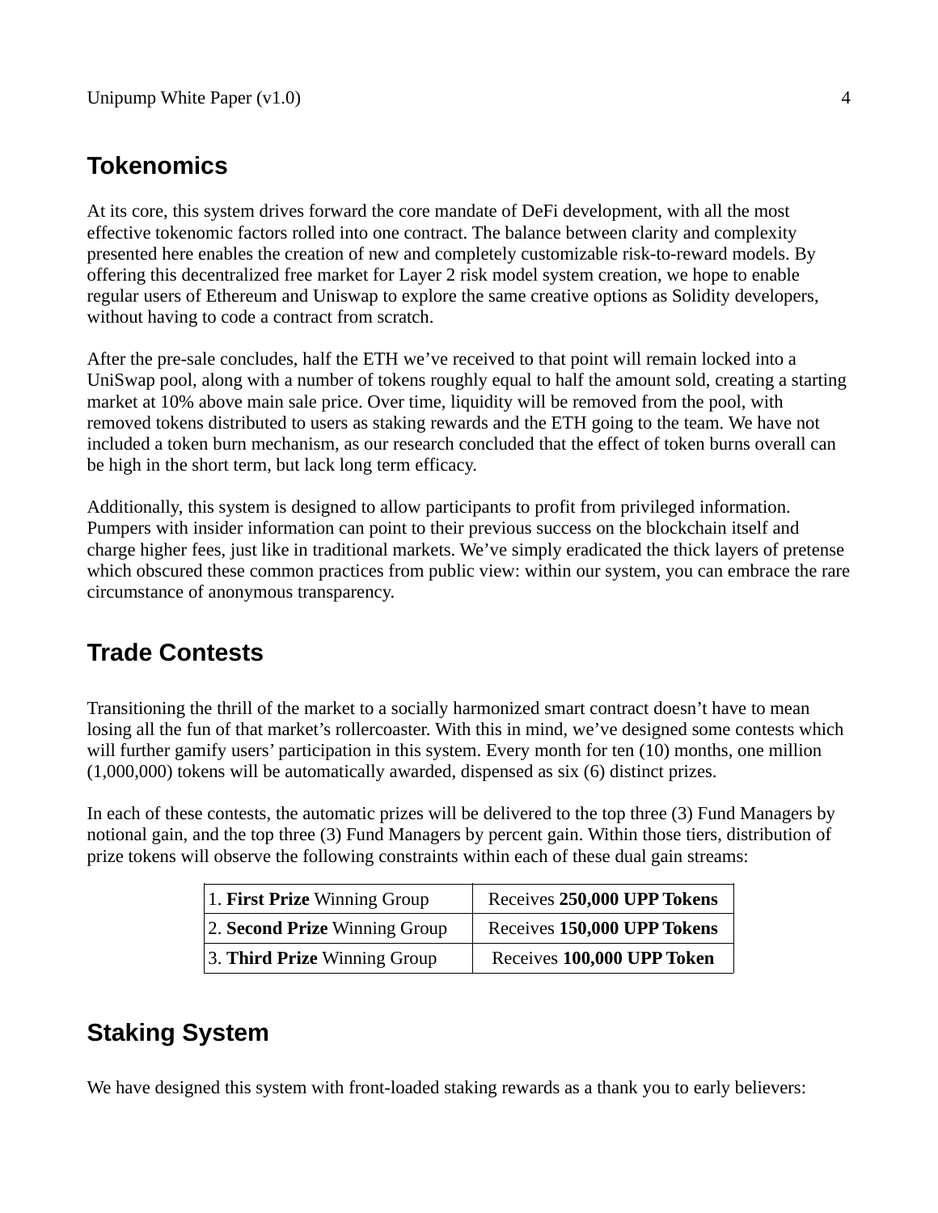## Tokenomics

At its core, this system drives forward the core mandate of DeFi development, with all the most effective tokenomic factors rolled into one contract. The balance between clarity and complexity presented here enables the creation of new and completely customizable risk-to-reward models. By offering this decentralized free market for Layer 2 risk model system creation, we hope to enable regular users of Ethereum and Uniswap to explore the same creative options as Solidity developers, without having to code a contract from scratch.

After the pre-sale concludes, half the ETH we've received to that point will remain locked into a UniSwap pool, along with a number of tokens roughly equal to half the amount sold, creating a starting market at 10% above main sale price. Over time, liquidity will be removed from the pool, with removed tokens distributed to users as staking rewards and the ETH going to the team. We have not included a token burn mechanism, as our research concluded that the effect of token burns overall can be high in the short term, but lack long term efficacy.

Additionally, this system is designed to allow participants to profit from privileged information. Pumpers with insider information can point to their previous success on the blockchain itself and charge higher fees, just like in traditional markets. We've simply eradicated the thick layers of pretense which obscured these common practices from public view: within our system, you can embrace the rare circumstance of anonymous transparency.

## Trade Contests

Transitioning the thrill of the market to a socially harmonized smart contract doesn't have to mean losing all the fun of that market's rollercoaster. With this in mind, we've designed some contests which will further gamify users' participation in this system. Every month for ten (10) months, one million (1,000,000) tokens will be automatically awarded, dispensed as six (6) distinct prizes.

In each of these contests, the automatic prizes will be delivered to the top three (3) Fund Managers by notional gain, and the top three (3) Fund Managers by percent gain. Within those tiers, distribution of prize tokens will observe the following constraints within each of these dual gain streams:

| | |
|---|---|
| 1. **First Prize** Winning Group | Receives **250,000 UPP Tokens** |
| 2. **Second Prize** Winning Group | Receives **150,000 UPP Tokens** |
| 3. **Third Prize** Winning Group | Receives **100,000 UPP Token** |

## Staking System

We have designed this system with front-loaded staking rewards as a thank you to early believers: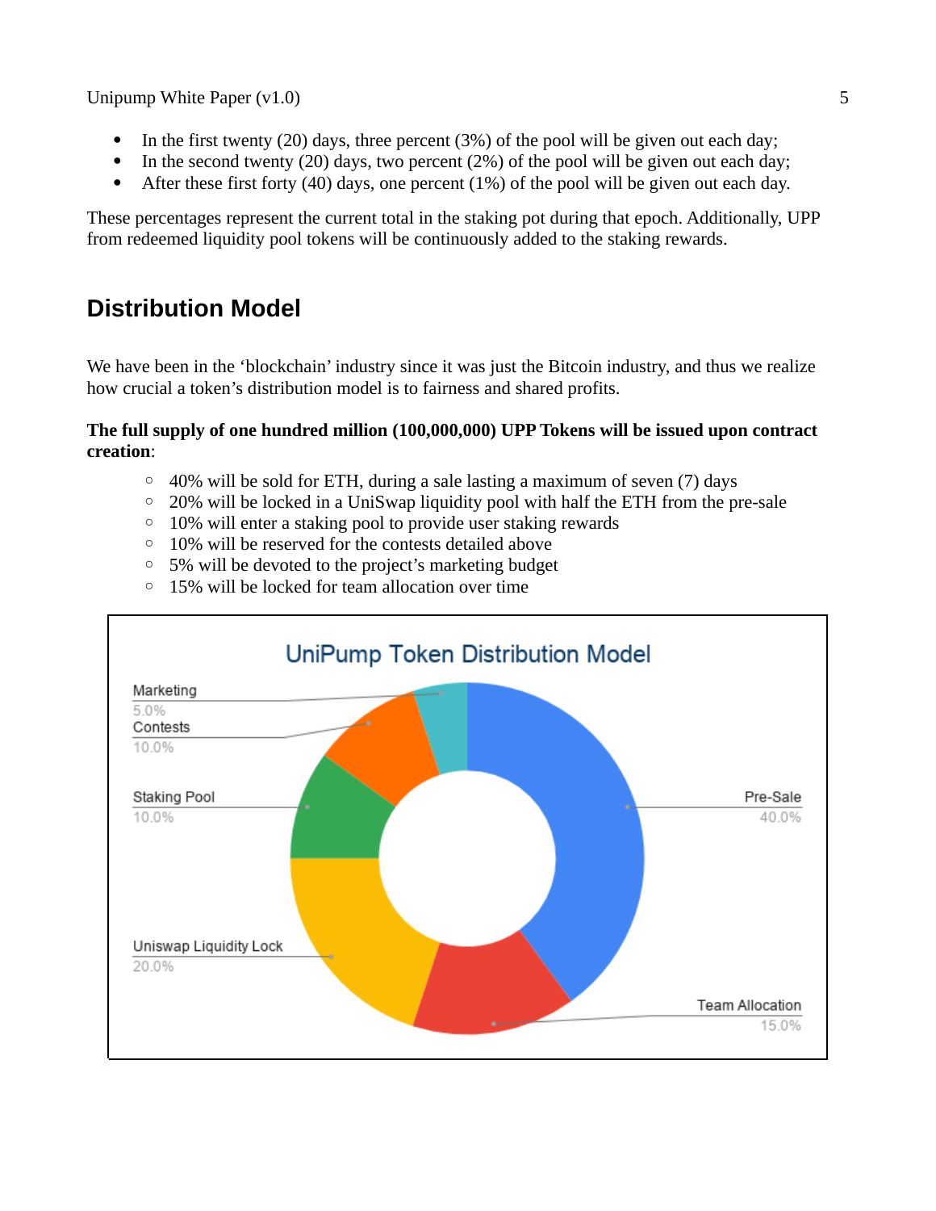- In the first twenty (20) days, three percent (3%) of the pool will be given out each day;
- In the second twenty (20) days, two percent (2%) of the pool will be given out each day;
- After these first forty (40) days, one percent (1%) of the pool will be given out each day.

These percentages represent the current total in the staking pot during that epoch. Additionally, UPP from redeemed liquidity pool tokens will be continuously added to the staking rewards.

## Distribution Model

We have been in the 'blockchain' industry since it was just the Bitcoin industry, and thus we realize how crucial a token's distribution model is to fairness and shared profits.

**The full supply of one hundred million (100,000,000) UPP Tokens will be issued upon contract creation**:

- 40% will be sold for ETH, during a sale lasting a maximum of seven (7) days
- 20% will be locked in a UniSwap liquidity pool with half the ETH from the pre-sale
- 10% will enter a staking pool to provide user staking rewards
- 10% will be reserved for the contests detailed above
- 5% will be devoted to the project's marketing budget
- 15% will be locked for team allocation over time

UniPump Token Distribution Model

| Category | Share |
|---|---|
| Pre-Sale | 40.0% |
| Uniswap Liquidity Lock | 20.0% |
| Team Allocation | 15.0% |
| Staking Pool | 10.0% |
| Contests | 10.0% |
| Marketing | 5.0% |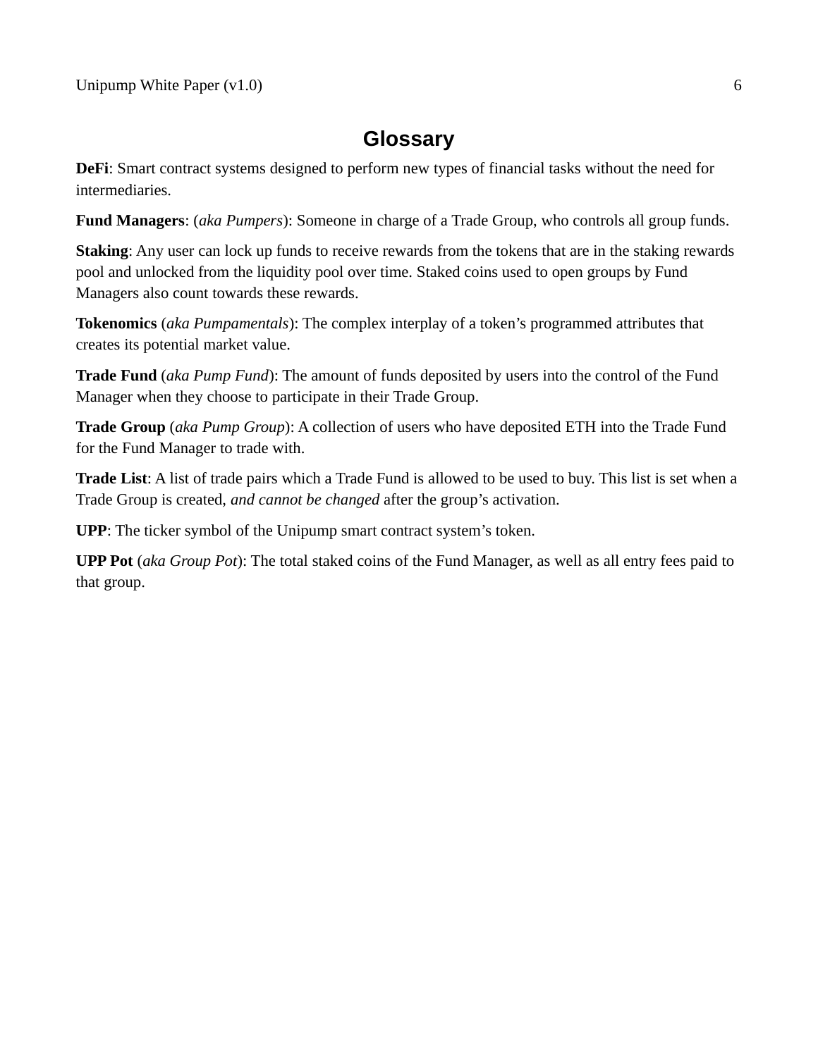# Glossary

**DeFi**: Smart contract systems designed to perform new types of financial tasks without the need for intermediaries.

**Fund Managers**: (*aka Pumpers*): Someone in charge of a Trade Group, who controls all group funds.

**Staking**: Any user can lock up funds to receive rewards from the tokens that are in the staking rewards pool and unlocked from the liquidity pool over time. Staked coins used to open groups by Fund Managers also count towards these rewards.

**Tokenomics** (*aka Pumpamentals*): The complex interplay of a token's programmed attributes that creates its potential market value.

**Trade Fund** (*aka Pump Fund*): The amount of funds deposited by users into the control of the Fund Manager when they choose to participate in their Trade Group.

**Trade Group** (*aka Pump Group*): A collection of users who have deposited ETH into the Trade Fund for the Fund Manager to trade with.

**Trade List**: A list of trade pairs which a Trade Fund is allowed to be used to buy. This list is set when a Trade Group is created, *and cannot be changed* after the group's activation.

**UPP**: The ticker symbol of the Unipump smart contract system's token.

**UPP Pot** (*aka Group Pot*): The total staked coins of the Fund Manager, as well as all entry fees paid to that group.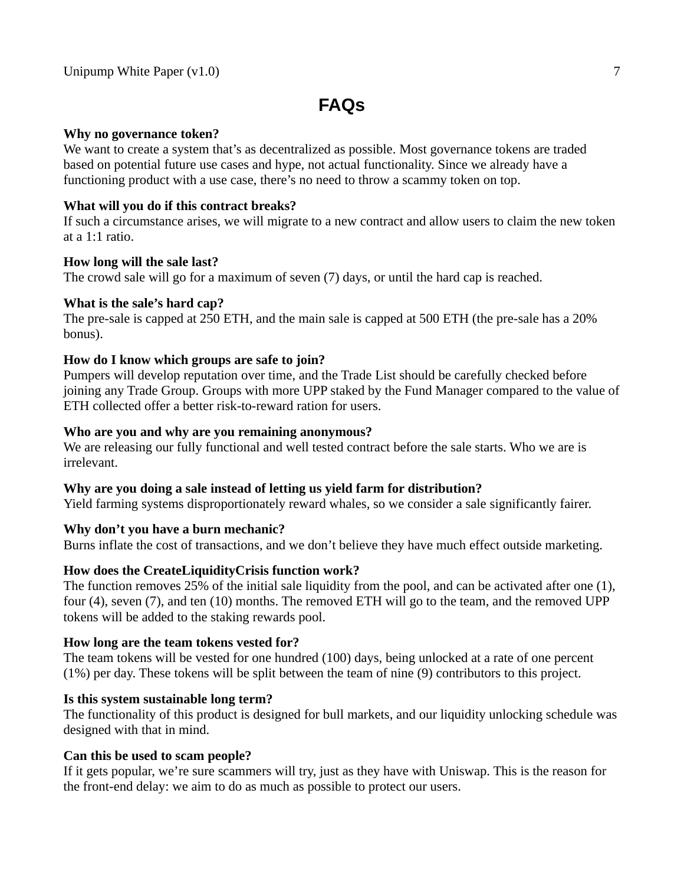# FAQs

**Why no governance token?**
We want to create a system that's as decentralized as possible. Most governance tokens are traded based on potential future use cases and hype, not actual functionality. Since we already have a functioning product with a use case, there's no need to throw a scammy token on top.

**What will you do if this contract breaks?**
If such a circumstance arises, we will migrate to a new contract and allow users to claim the new token at a 1:1 ratio.

**How long will the sale last?**
The crowd sale will go for a maximum of seven (7) days, or until the hard cap is reached.

**What is the sale's hard cap?**
The pre-sale is capped at 250 ETH, and the main sale is capped at 500 ETH (the pre-sale has a 20% bonus).

**How do I know which groups are safe to join?**
Pumpers will develop reputation over time, and the Trade List should be carefully checked before joining any Trade Group. Groups with more UPP staked by the Fund Manager compared to the value of ETH collected offer a better risk-to-reward ration for users.

**Who are you and why are you remaining anonymous?**
We are releasing our fully functional and well tested contract before the sale starts. Who we are is irrelevant.

**Why are you doing a sale instead of letting us yield farm for distribution?**
Yield farming systems disproportionately reward whales, so we consider a sale significantly fairer.

**Why don't you have a burn mechanic?**
Burns inflate the cost of transactions, and we don't believe they have much effect outside marketing.

**How does the CreateLiquidityCrisis function work?**
The function removes 25% of the initial sale liquidity from the pool, and can be activated after one (1), four (4), seven (7), and ten (10) months. The removed ETH will go to the team, and the removed UPP tokens will be added to the staking rewards pool.

**How long are the team tokens vested for?**
The team tokens will be vested for one hundred (100) days, being unlocked at a rate of one percent (1%) per day. These tokens will be split between the team of nine (9) contributors to this project.

**Is this system sustainable long term?**
The functionality of this product is designed for bull markets, and our liquidity unlocking schedule was designed with that in mind.

**Can this be used to scam people?**
If it gets popular, we're sure scammers will try, just as they have with Uniswap. This is the reason for the front-end delay: we aim to do as much as possible to protect our users.